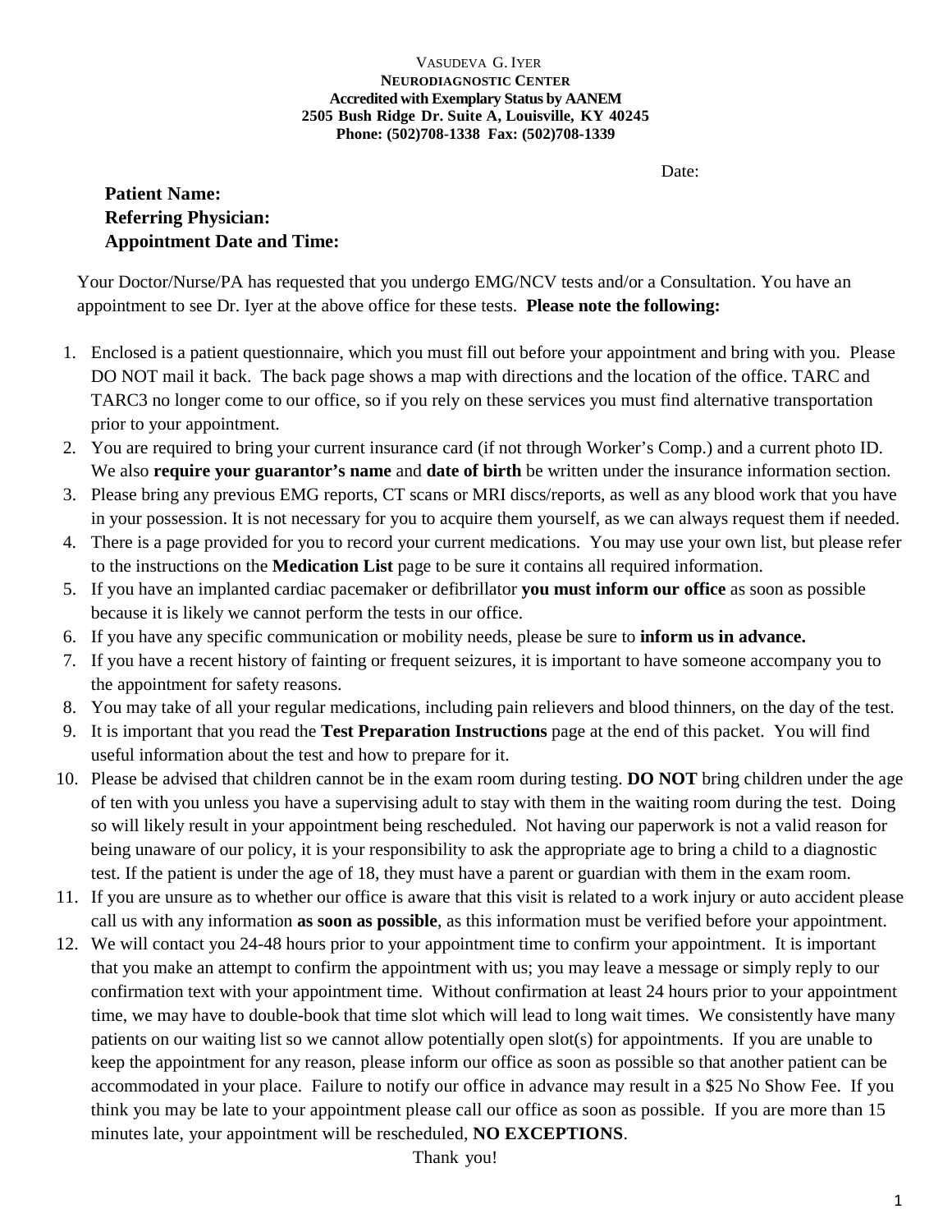VASUDEVA G. IYER
**NEURODIAGNOSTIC CENTER**
**Accredited with Exemplary Status by AANEM**
**2505 Bush Ridge Dr. Suite A, Louisville, KY 40245**
**Phone: (502)708-1338 Fax: (502)708-1339**

Date:

**Patient Name:**
**Referring Physician:**
**Appointment Date and Time:**

Your Doctor/Nurse/PA has requested that you undergo EMG/NCV tests and/or a Consultation. You have an appointment to see Dr. Iyer at the above office for these tests. **Please note the following:**

1. Enclosed is a patient questionnaire, which you must fill out before your appointment and bring with you. Please DO NOT mail it back. The back page shows a map with directions and the location of the office. TARC and TARC3 no longer come to our office, so if you rely on these services you must find alternative transportation prior to your appointment.
2. You are required to bring your current insurance card (if not through Worker's Comp.) and a current photo ID. We also **require your guarantor's name** and **date of birth** be written under the insurance information section.
3. Please bring any previous EMG reports, CT scans or MRI discs/reports, as well as any blood work that you have in your possession. It is not necessary for you to acquire them yourself, as we can always request them if needed.
4. There is a page provided for you to record your current medications. You may use your own list, but please refer to the instructions on the **Medication List** page to be sure it contains all required information.
5. If you have an implanted cardiac pacemaker or defibrillator **you must inform our office** as soon as possible because it is likely we cannot perform the tests in our office.
6. If you have any specific communication or mobility needs, please be sure to **inform us in advance.**
7. If you have a recent history of fainting or frequent seizures, it is important to have someone accompany you to the appointment for safety reasons.
8. You may take of all your regular medications, including pain relievers and blood thinners, on the day of the test.
9. It is important that you read the **Test Preparation Instructions** page at the end of this packet. You will find useful information about the test and how to prepare for it.
10. Please be advised that children cannot be in the exam room during testing. **DO NOT** bring children under the age of ten with you unless you have a supervising adult to stay with them in the waiting room during the test. Doing so will likely result in your appointment being rescheduled. Not having our paperwork is not a valid reason for being unaware of our policy, it is your responsibility to ask the appropriate age to bring a child to a diagnostic test. If the patient is under the age of 18, they must have a parent or guardian with them in the exam room.
11. If you are unsure as to whether our office is aware that this visit is related to a work injury or auto accident please call us with any information **as soon as possible**, as this information must be verified before your appointment.
12. We will contact you 24-48 hours prior to your appointment time to confirm your appointment. It is important that you make an attempt to confirm the appointment with us; you may leave a message or simply reply to our confirmation text with your appointment time. Without confirmation at least 24 hours prior to your appointment time, we may have to double-book that time slot which will lead to long wait times. We consistently have many patients on our waiting list so we cannot allow potentially open slot(s) for appointments. If you are unable to keep the appointment for any reason, please inform our office as soon as possible so that another patient can be accommodated in your place. Failure to notify our office in advance may result in a $25 No Show Fee. If you think you may be late to your appointment please call our office as soon as possible. If you are more than 15 minutes late, your appointment will be rescheduled, **NO EXCEPTIONS**.

Thank you!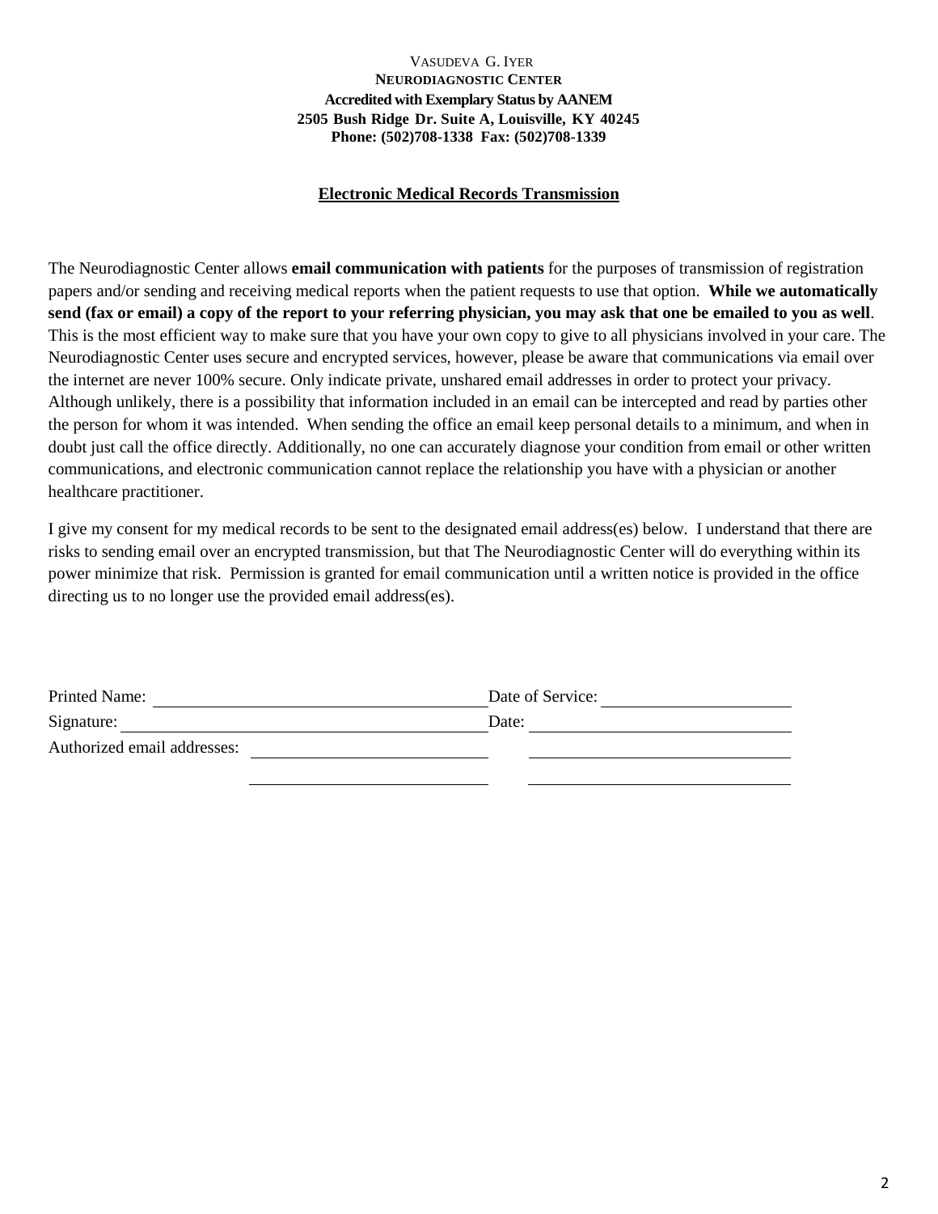VASUDEVA G. IYER
**NEURODIAGNOSTIC CENTER**
**Accredited with Exemplary Status by AANEM**
**2505 Bush Ridge Dr. Suite A, Louisville, KY 40245**
**Phone: (502)708-1338 Fax: (502)708-1339**

## Electronic Medical Records Transmission

The Neurodiagnostic Center allows **email communication with patients** for the purposes of transmission of registration papers and/or sending and receiving medical reports when the patient requests to use that option. **While we automatically send (fax or email) a copy of the report to your referring physician, you may ask that one be emailed to you as well**. This is the most efficient way to make sure that you have your own copy to give to all physicians involved in your care. The Neurodiagnostic Center uses secure and encrypted services, however, please be aware that communications via email over the internet are never 100% secure. Only indicate private, unshared email addresses in order to protect your privacy. Although unlikely, there is a possibility that information included in an email can be intercepted and read by parties other the person for whom it was intended. When sending the office an email keep personal details to a minimum, and when in doubt just call the office directly. Additionally, no one can accurately diagnose your condition from email or other written communications, and electronic communication cannot replace the relationship you have with a physician or another healthcare practitioner.

I give my consent for my medical records to be sent to the designated email address(es) below. I understand that there are risks to sending email over an encrypted transmission, but that The Neurodiagnostic Center will do everything within its power minimize that risk. Permission is granted for email communication until a written notice is provided in the office directing us to no longer use the provided email address(es).

Printed Name: ______________________________ Date of Service: ____________________

Signature: ______________________________ Date: ____________________

Authorized email addresses: ____________________ ____________________

____________________ ____________________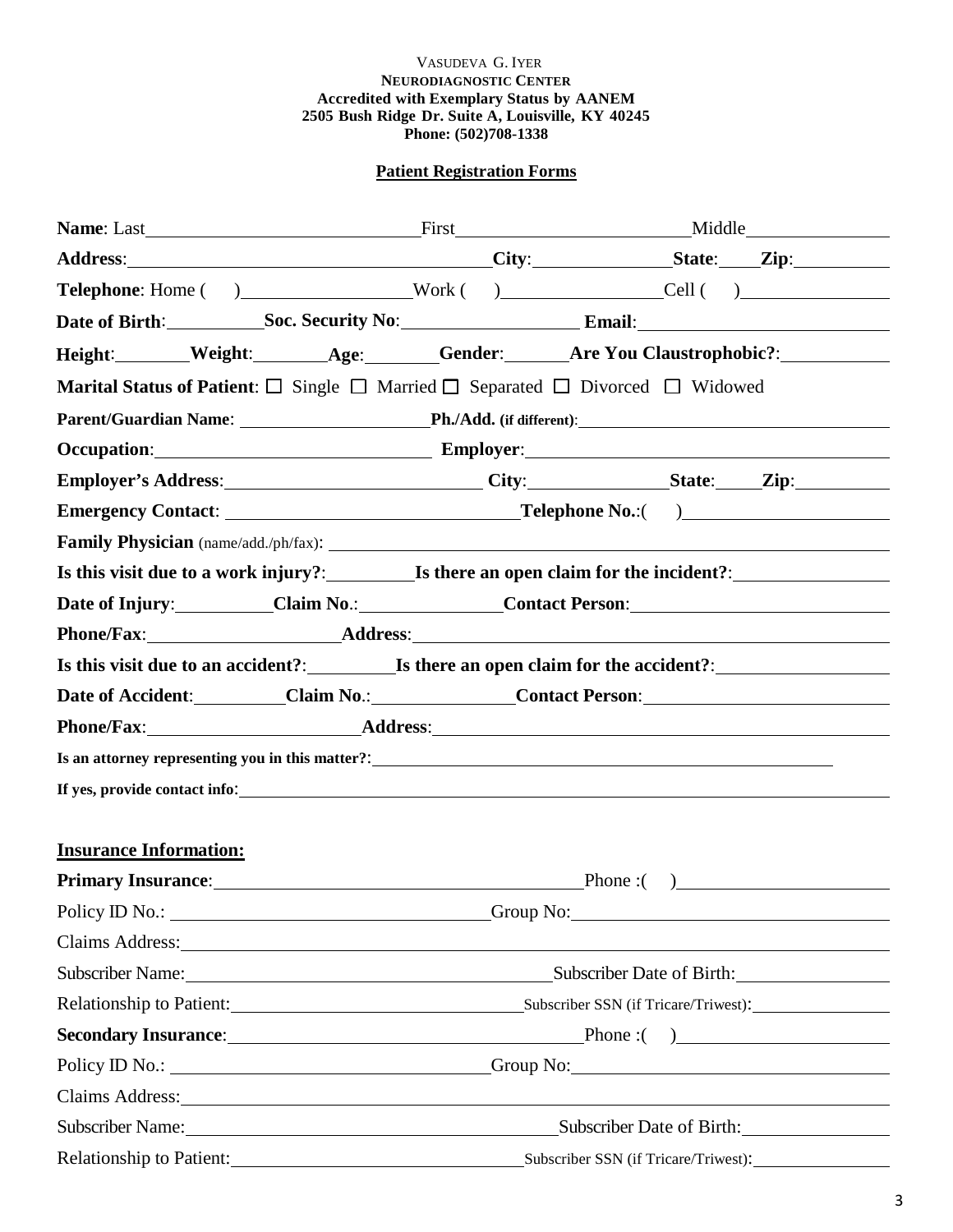VASUDEVA G. IYER
**NEURODIAGNOSTIC CENTER**
**Accredited with Exemplary Status by AANEM**
**2505 Bush Ridge Dr. Suite A, Louisville, KY 40245**
**Phone: (502)708-1338**

## Patient Registration Forms

**Name**: Last\_\_\_\_\_\_\_\_\_\_\_\_\_\_\_\_\_\_\_\_ First\_\_\_\_\_\_\_\_\_\_\_\_\_\_\_\_\_\_\_\_ Middle\_\_\_\_\_\_\_\_\_\_\_\_

**Address**:\_\_\_\_\_\_\_\_\_\_\_\_\_\_\_\_\_\_\_\_\_\_\_\_\_\_\_\_ **City**:\_\_\_\_\_\_\_\_\_\_\_\_ **State**:\_\_\_\_ **Zip**:\_\_\_\_\_\_\_\_

**Telephone**: Home (   )\_\_\_\_\_\_\_\_\_\_\_\_\_\_ Work (   )\_\_\_\_\_\_\_\_\_\_\_\_\_\_ Cell (   )\_\_\_\_\_\_\_\_\_\_\_\_\_\_

**Date of Birth**:\_\_\_\_\_\_\_\_ **Soc. Security No**:\_\_\_\_\_\_\_\_\_\_\_\_\_\_ **Email**:\_\_\_\_\_\_\_\_\_\_\_\_\_\_\_\_\_\_\_\_

**Height**:\_\_\_\_\_\_ **Weight**:\_\_\_\_\_\_ **Age**:\_\_\_\_\_\_ **Gender**:\_\_\_\_\_\_ **Are You Claustrophobic?**:\_\_\_\_\_\_\_\_

**Marital Status of Patient**: ☐ Single ☐ Married ☐ Separated ☐ Divorced ☐ Widowed

**Parent/Guardian Name**: \_\_\_\_\_\_\_\_\_\_\_\_\_\_\_\_\_\_\_\_ **Ph./Add. (if different)**:\_\_\_\_\_\_\_\_\_\_\_\_\_\_\_\_\_\_\_\_

**Occupation**:\_\_\_\_\_\_\_\_\_\_\_\_\_\_\_\_\_\_\_\_\_\_\_\_ **Employer**:\_\_\_\_\_\_\_\_\_\_\_\_\_\_\_\_\_\_\_\_\_\_\_\_\_\_\_\_

**Employer's Address**:\_\_\_\_\_\_\_\_\_\_\_\_\_\_\_\_\_\_\_\_\_\_ **City**:\_\_\_\_\_\_\_\_\_\_\_\_ **State**:\_\_\_\_ **Zip**:\_\_\_\_\_\_\_\_

**Emergency Contact**: \_\_\_\_\_\_\_\_\_\_\_\_\_\_\_\_\_\_\_\_\_\_\_\_ **Telephone No.**:(   )\_\_\_\_\_\_\_\_\_\_\_\_\_\_\_\_\_\_

**Family Physician** (name/add./ph/fax): \_\_\_\_\_\_\_\_\_\_\_\_\_\_\_\_\_\_\_\_\_\_\_\_\_\_\_\_\_\_\_\_\_\_\_\_\_\_\_\_\_\_\_\_\_\_

**Is this visit due to a work injury?**:\_\_\_\_\_\_\_\_ **Is there an open claim for the incident?**:\_\_\_\_\_\_\_\_\_\_\_\_

**Date of Injury**:\_\_\_\_\_\_\_\_ **Claim No.**:\_\_\_\_\_\_\_\_\_\_\_\_ **Contact Person**:\_\_\_\_\_\_\_\_\_\_\_\_\_\_\_\_\_\_\_\_

**Phone/Fax**:\_\_\_\_\_\_\_\_\_\_\_\_\_\_\_\_ **Address**:\_\_\_\_\_\_\_\_\_\_\_\_\_\_\_\_\_\_\_\_\_\_\_\_\_\_\_\_\_\_\_\_\_\_\_\_\_\_\_\_

**Is this visit due to an accident?**:\_\_\_\_\_\_\_\_ **Is there an open claim for the accident?**:\_\_\_\_\_\_\_\_\_\_\_\_

**Date of Accident**:\_\_\_\_\_\_\_\_ **Claim No.**:\_\_\_\_\_\_\_\_\_\_\_\_ **Contact Person**:\_\_\_\_\_\_\_\_\_\_\_\_\_\_\_\_\_\_\_\_

**Phone/Fax**:\_\_\_\_\_\_\_\_\_\_\_\_\_\_\_\_ **Address**:\_\_\_\_\_\_\_\_\_\_\_\_\_\_\_\_\_\_\_\_\_\_\_\_\_\_\_\_\_\_\_\_\_\_\_\_\_\_\_\_

**Is an attorney representing you in this matter?**:\_\_\_\_\_\_\_\_\_\_\_\_\_\_\_\_\_\_\_\_\_\_\_\_\_\_\_\_\_\_\_\_\_\_\_\_\_\_\_\_

**If yes, provide contact info**:\_\_\_\_\_\_\_\_\_\_\_\_\_\_\_\_\_\_\_\_\_\_\_\_\_\_\_\_\_\_\_\_\_\_\_\_\_\_\_\_\_\_\_\_\_\_\_\_\_\_\_\_

## Insurance Information:

**Primary Insurance**:\_\_\_\_\_\_\_\_\_\_\_\_\_\_\_\_\_\_\_\_\_\_\_\_\_\_\_\_\_\_\_\_ Phone :(   )\_\_\_\_\_\_\_\_\_\_\_\_\_\_\_\_\_\_

Policy ID No.: \_\_\_\_\_\_\_\_\_\_\_\_\_\_\_\_\_\_\_\_\_\_\_\_\_\_ Group No:\_\_\_\_\_\_\_\_\_\_\_\_\_\_\_\_\_\_\_\_\_\_\_\_\_\_\_\_

Claims Address:\_\_\_\_\_\_\_\_\_\_\_\_\_\_\_\_\_\_\_\_\_\_\_\_\_\_\_\_\_\_\_\_\_\_\_\_\_\_\_\_\_\_\_\_\_\_\_\_\_\_\_\_\_\_\_\_\_\_\_\_

Subscriber Name:\_\_\_\_\_\_\_\_\_\_\_\_\_\_\_\_\_\_\_\_\_\_\_\_\_\_\_\_\_\_\_\_ Subscriber Date of Birth:\_\_\_\_\_\_\_\_\_\_\_\_

Relationship to Patient:\_\_\_\_\_\_\_\_\_\_\_\_\_\_\_\_\_\_\_\_\_\_\_\_ Subscriber SSN (if Tricare/Triwest):\_\_\_\_\_\_\_\_\_\_\_\_

**Secondary Insurance**:\_\_\_\_\_\_\_\_\_\_\_\_\_\_\_\_\_\_\_\_\_\_\_\_\_\_\_\_\_\_\_\_ Phone :(   )\_\_\_\_\_\_\_\_\_\_\_\_\_\_\_\_\_\_

Policy ID No.: \_\_\_\_\_\_\_\_\_\_\_\_\_\_\_\_\_\_\_\_\_\_\_\_\_\_ Group No:\_\_\_\_\_\_\_\_\_\_\_\_\_\_\_\_\_\_\_\_\_\_\_\_\_\_\_\_

Claims Address:\_\_\_\_\_\_\_\_\_\_\_\_\_\_\_\_\_\_\_\_\_\_\_\_\_\_\_\_\_\_\_\_\_\_\_\_\_\_\_\_\_\_\_\_\_\_\_\_\_\_\_\_\_\_\_\_\_\_\_\_

Subscriber Name:\_\_\_\_\_\_\_\_\_\_\_\_\_\_\_\_\_\_\_\_\_\_\_\_\_\_\_\_\_\_\_\_ Subscriber Date of Birth:\_\_\_\_\_\_\_\_\_\_\_\_

Relationship to Patient:\_\_\_\_\_\_\_\_\_\_\_\_\_\_\_\_\_\_\_\_\_\_\_\_ Subscriber SSN (if Tricare/Triwest):\_\_\_\_\_\_\_\_\_\_\_\_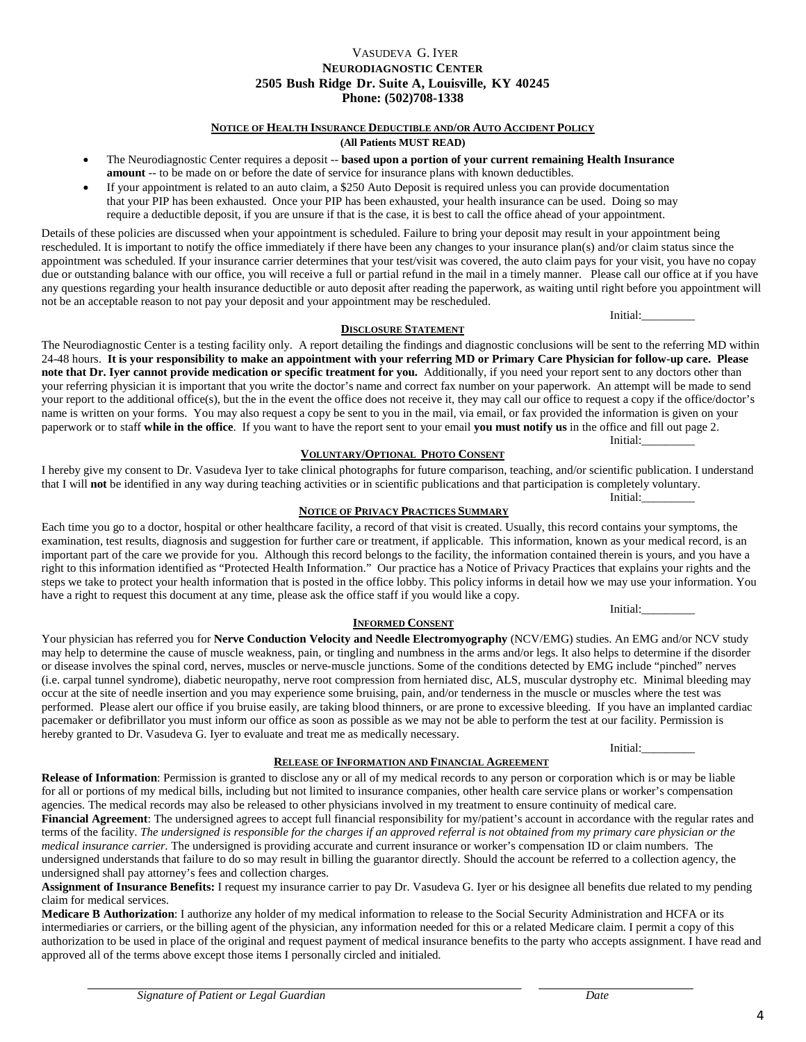VASUDEVA G. IYER

**NEURODIAGNOSTIC CENTER**

**2505 Bush Ridge Dr. Suite A, Louisville, KY 40245**

**Phone: (502)708-1338**

## NOTICE OF HEALTH INSURANCE DEDUCTIBLE AND/OR AUTO ACCIDENT POLICY

**(All Patients MUST READ)**

- The Neurodiagnostic Center requires a deposit -- **based upon a portion of your current remaining Health Insurance amount** -- to be made on or before the date of service for insurance plans with known deductibles.
- If your appointment is related to an auto claim, a $250 Auto Deposit is required unless you can provide documentation that your PIP has been exhausted. Once your PIP has been exhausted, your health insurance can be used. Doing so may require a deductible deposit, if you are unsure if that is the case, it is best to call the office ahead of your appointment.

Details of these policies are discussed when your appointment is scheduled. Failure to bring your deposit may result in your appointment being rescheduled. It is important to notify the office immediately if there have been any changes to your insurance plan(s) and/or claim status since the appointment was scheduled. If your insurance carrier determines that your test/visit was covered, the auto claim pays for your visit, you have no copay due or outstanding balance with our office, you will receive a full or partial refund in the mail in a timely manner. Please call our office at if you have any questions regarding your health insurance deductible or auto deposit after reading the paperwork, as waiting until right before you appointment will not be an acceptable reason to not pay your deposit and your appointment may be rescheduled.

Initial:_________

## DISCLOSURE STATEMENT

The Neurodiagnostic Center is a testing facility only. A report detailing the findings and diagnostic conclusions will be sent to the referring MD within 24-48 hours. **It is your responsibility to make an appointment with your referring MD or Primary Care Physician for follow-up care. Please note that Dr. Iyer cannot provide medication or specific treatment for you.** Additionally, if you need your report sent to any doctors other than your referring physician it is important that you write the doctor's name and correct fax number on your paperwork. An attempt will be made to send your report to the additional office(s), but the in the event the office does not receive it, they may call our office to request a copy if the office/doctor's name is written on your forms. You may also request a copy be sent to you in the mail, via email, or fax provided the information is given on your paperwork or to staff **while in the office**. If you want to have the report sent to your email **you must notify us** in the office and fill out page 2.

Initial:_________

## VOLUNTARY/OPTIONAL PHOTO CONSENT

I hereby give my consent to Dr. Vasudeva Iyer to take clinical photographs for future comparison, teaching, and/or scientific publication. I understand that I will **not** be identified in any way during teaching activities or in scientific publications and that participation is completely voluntary.

Initial:_________

## NOTICE OF PRIVACY PRACTICES SUMMARY

Each time you go to a doctor, hospital or other healthcare facility, a record of that visit is created. Usually, this record contains your symptoms, the examination, test results, diagnosis and suggestion for further care or treatment, if applicable. This information, known as your medical record, is an important part of the care we provide for you. Although this record belongs to the facility, the information contained therein is yours, and you have a right to this information identified as "Protected Health Information." Our practice has a Notice of Privacy Practices that explains your rights and the steps we take to protect your health information that is posted in the office lobby. This policy informs in detail how we may use your information. You have a right to request this document at any time, please ask the office staff if you would like a copy.

Initial:_________

## INFORMED CONSENT

Your physician has referred you for **Nerve Conduction Velocity and Needle Electromyography** (NCV/EMG) studies. An EMG and/or NCV study may help to determine the cause of muscle weakness, pain, or tingling and numbness in the arms and/or legs. It also helps to determine if the disorder or disease involves the spinal cord, nerves, muscles or nerve-muscle junctions. Some of the conditions detected by EMG include "pinched" nerves (i.e. carpal tunnel syndrome), diabetic neuropathy, nerve root compression from herniated disc, ALS, muscular dystrophy etc. Minimal bleeding may occur at the site of needle insertion and you may experience some bruising, pain, and/or tenderness in the muscle or muscles where the test was performed. Please alert our office if you bruise easily, are taking blood thinners, or are prone to excessive bleeding. If you have an implanted cardiac pacemaker or defibrillator you must inform our office as soon as possible as we may not be able to perform the test at our facility. Permission is hereby granted to Dr. Vasudeva G. Iyer to evaluate and treat me as medically necessary.

Initial:_________

## RELEASE OF INFORMATION AND FINANCIAL AGREEMENT

**Release of Information**: Permission is granted to disclose any or all of my medical records to any person or corporation which is or may be liable for all or portions of my medical bills, including but not limited to insurance companies, other health care service plans or worker's compensation agencies. The medical records may also be released to other physicians involved in my treatment to ensure continuity of medical care.

**Financial Agreement**: The undersigned agrees to accept full financial responsibility for my/patient's account in accordance with the regular rates and terms of the facility. *The undersigned is responsible for the charges if an approved referral is not obtained from my primary care physician or the medical insurance carrier.* The undersigned is providing accurate and current insurance or worker's compensation ID or claim numbers. The undersigned understands that failure to do so may result in billing the guarantor directly. Should the account be referred to a collection agency, the undersigned shall pay attorney's fees and collection charges.

**Assignment of Insurance Benefits:** I request my insurance carrier to pay Dr. Vasudeva G. Iyer or his designee all benefits due related to my pending claim for medical services.

**Medicare B Authorization**: I authorize any holder of my medical information to release to the Social Security Administration and HCFA or its intermediaries or carriers, or the billing agent of the physician, any information needed for this or a related Medicare claim. I permit a copy of this authorization to be used in place of the original and request payment of medical insurance benefits to the party who accepts assignment. I have read and approved all of the terms above except those items I personally circled and initialed.

______________________________________________________ ______________________

*Signature of Patient or Legal Guardian* *Date*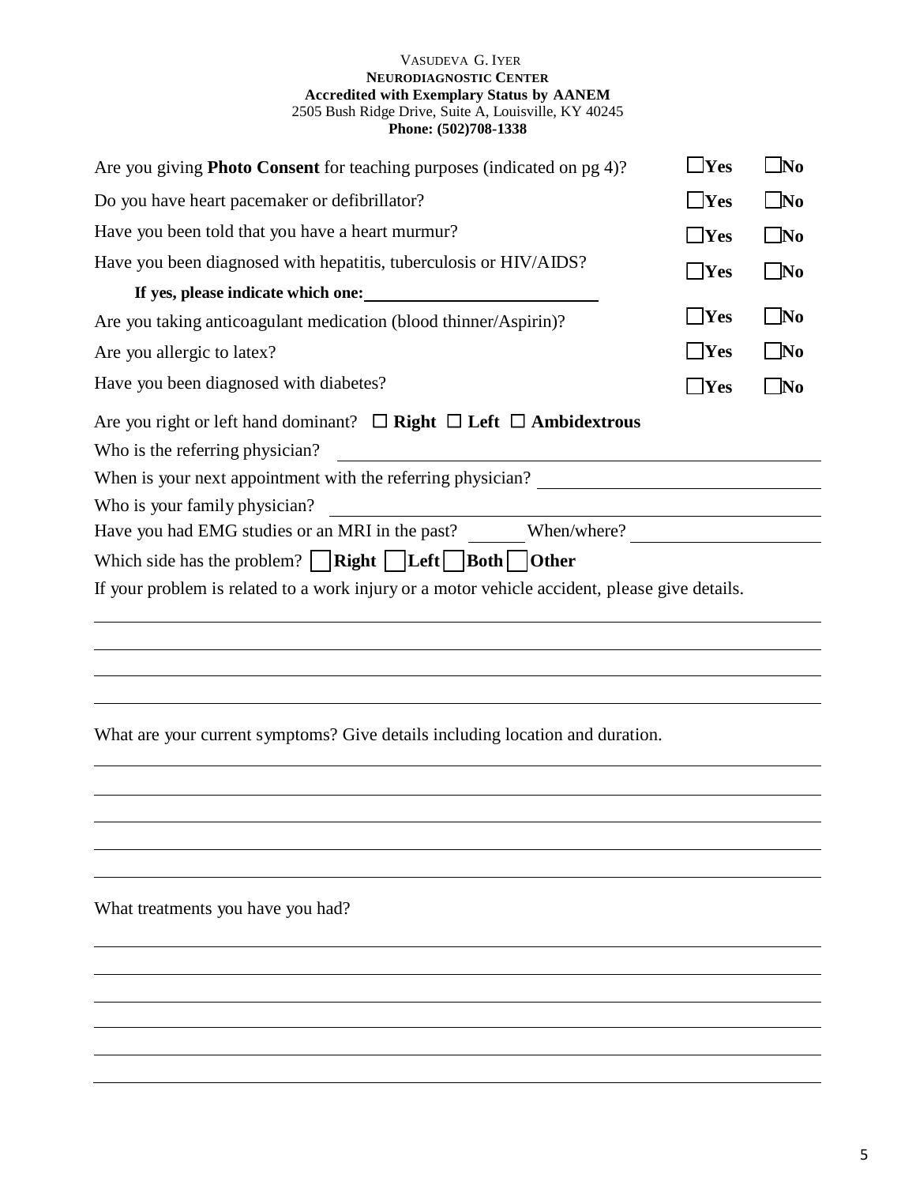VASUDEVA G. IYER
**NEURODIAGNOSTIC CENTER**
**Accredited with Exemplary Status by AANEM**
2505 Bush Ridge Drive, Suite A, Louisville, KY 40245
**Phone: (502)708-1338**

Are you giving **Photo Consent** for teaching purposes (indicated on pg 4)? ☐ **Yes** ☐ **No**

Do you have heart pacemaker or defibrillator? ☐ **Yes** ☐ **No**

Have you been told that you have a heart murmur? ☐ **Yes** ☐ **No**

Have you been diagnosed with hepatitis, tuberculosis or HIV/AIDS? ☐ **Yes** ☐ **No**

**If yes, please indicate which one:** ______________________________

Are you taking anticoagulant medication (blood thinner/Aspirin)? ☐ **Yes** ☐ **No**

Are you allergic to latex? ☐ **Yes** ☐ **No**

Have you been diagnosed with diabetes? ☐ **Yes** ☐ **No**

Are you right or left hand dominant? ☐ **Right** ☐ **Left** ☐ **Ambidextrous**

Who is the referring physician? ______________________________

When is your next appointment with the referring physician? ______________________________

Who is your family physician? ______________________________

Have you had EMG studies or an MRI in the past? ______ When/where? ______________________________

Which side has the problem? ☐ **Right** ☐ **Left** ☐ **Both** ☐ **Other**

If your problem is related to a work injury or a motor vehicle accident, please give details.

______________________________________________________________________________

______________________________________________________________________________

______________________________________________________________________________

______________________________________________________________________________

What are your current symptoms? Give details including location and duration.

______________________________________________________________________________

______________________________________________________________________________

______________________________________________________________________________

______________________________________________________________________________

______________________________________________________________________________

What treatments you have you had?

______________________________________________________________________________

______________________________________________________________________________

______________________________________________________________________________

______________________________________________________________________________

______________________________________________________________________________

______________________________________________________________________________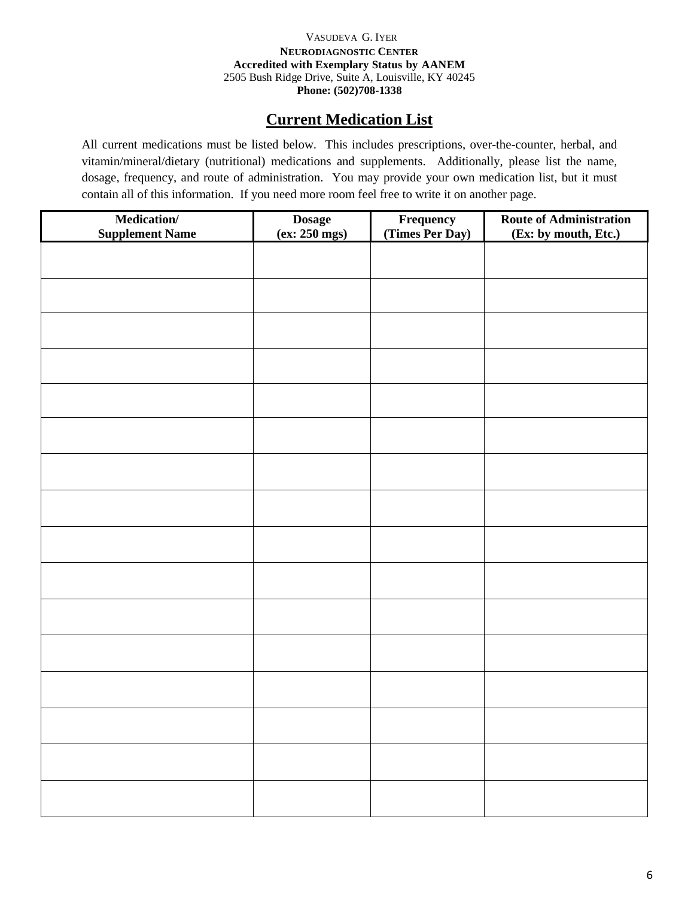VASUDEVA G. IYER
**NEURODIAGNOSTIC CENTER**
**Accredited with Exemplary Status by AANEM**
2505 Bush Ridge Drive, Suite A, Louisville, KY 40245
**Phone: (502)708-1338**

# Current Medication List

All current medications must be listed below. This includes prescriptions, over-the-counter, herbal, and vitamin/mineral/dietary (nutritional) medications and supplements. Additionally, please list the name, dosage, frequency, and route of administration. You may provide your own medication list, but it must contain all of this information. If you need more room feel free to write it on another page.

| Medication/ Supplement Name | Dosage (ex: 250 mgs) | Frequency (Times Per Day) | Route of Administration (Ex: by mouth, Etc.) |
|---|---|---|---|
| | | | |
| | | | |
| | | | |
| | | | |
| | | | |
| | | | |
| | | | |
| | | | |
| | | | |
| | | | |
| | | | |
| | | | |
| | | | |
| | | | |
| | | | |
| | | | |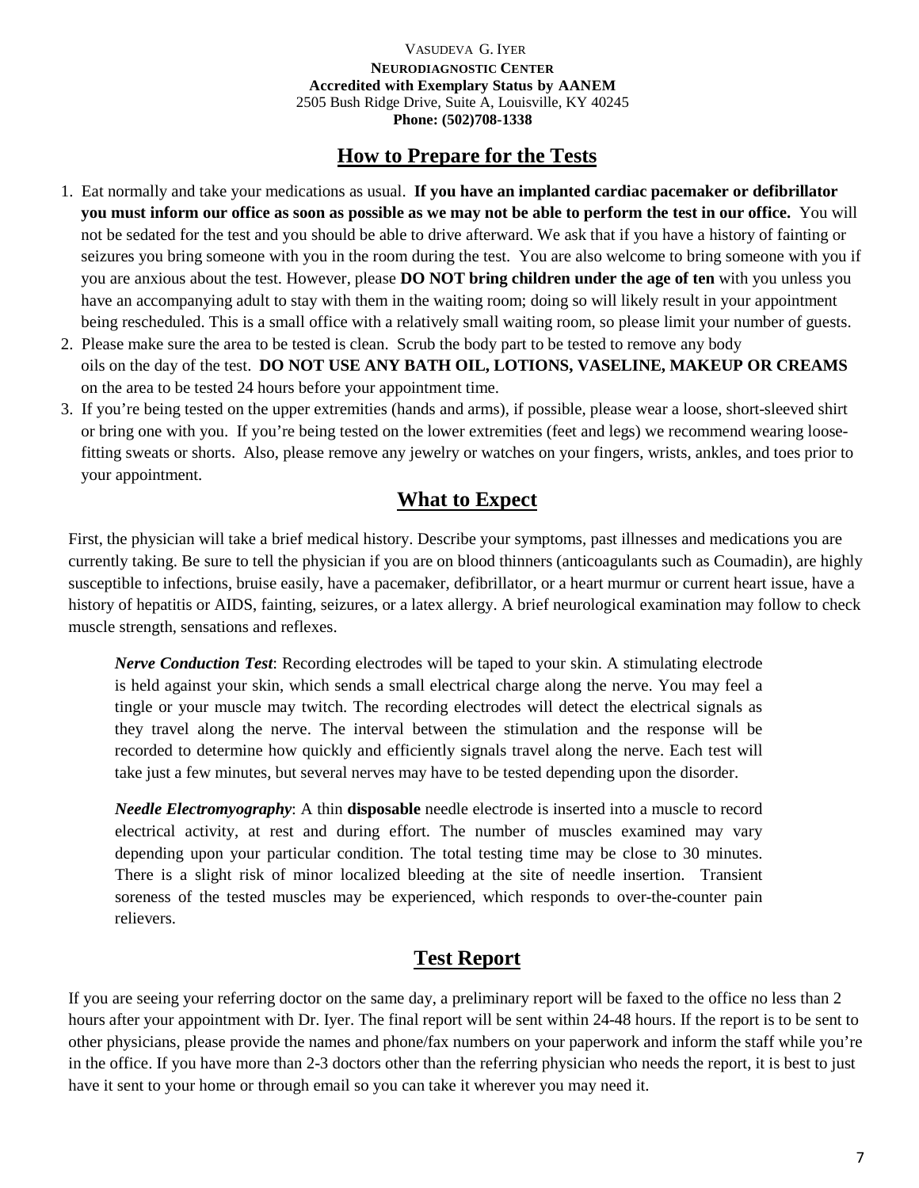VASUDEVA G. IYER
**NEURODIAGNOSTIC CENTER**
**Accredited with Exemplary Status by AANEM**
2505 Bush Ridge Drive, Suite A, Louisville, KY 40245
**Phone: (502)708-1338**

## How to Prepare for the Tests

1. Eat normally and take your medications as usual. **If you have an implanted cardiac pacemaker or defibrillator you must inform our office as soon as possible as we may not be able to perform the test in our office.** You will not be sedated for the test and you should be able to drive afterward. We ask that if you have a history of fainting or seizures you bring someone with you in the room during the test. You are also welcome to bring someone with you if you are anxious about the test. However, please **DO NOT bring children under the age of ten** with you unless you have an accompanying adult to stay with them in the waiting room; doing so will likely result in your appointment being rescheduled. This is a small office with a relatively small waiting room, so please limit your number of guests.
2. Please make sure the area to be tested is clean. Scrub the body part to be tested to remove any body oils on the day of the test. **DO NOT USE ANY BATH OIL, LOTIONS, VASELINE, MAKEUP OR CREAMS** on the area to be tested 24 hours before your appointment time.
3. If you're being tested on the upper extremities (hands and arms), if possible, please wear a loose, short-sleeved shirt or bring one with you. If you're being tested on the lower extremities (feet and legs) we recommend wearing loose-fitting sweats or shorts. Also, please remove any jewelry or watches on your fingers, wrists, ankles, and toes prior to your appointment.

## What to Expect

First, the physician will take a brief medical history. Describe your symptoms, past illnesses and medications you are currently taking. Be sure to tell the physician if you are on blood thinners (anticoagulants such as Coumadin), are highly susceptible to infections, bruise easily, have a pacemaker, defibrillator, or a heart murmur or current heart issue, have a history of hepatitis or AIDS, fainting, seizures, or a latex allergy. A brief neurological examination may follow to check muscle strength, sensations and reflexes.

***Nerve Conduction Test***: Recording electrodes will be taped to your skin. A stimulating electrode is held against your skin, which sends a small electrical charge along the nerve. You may feel a tingle or your muscle may twitch. The recording electrodes will detect the electrical signals as they travel along the nerve. The interval between the stimulation and the response will be recorded to determine how quickly and efficiently signals travel along the nerve. Each test will take just a few minutes, but several nerves may have to be tested depending upon the disorder.

***Needle Electromyography***: A thin **disposable** needle electrode is inserted into a muscle to record electrical activity, at rest and during effort. The number of muscles examined may vary depending upon your particular condition. The total testing time may be close to 30 minutes. There is a slight risk of minor localized bleeding at the site of needle insertion. Transient soreness of the tested muscles may be experienced, which responds to over-the-counter pain relievers.

## Test Report

If you are seeing your referring doctor on the same day, a preliminary report will be faxed to the office no less than 2 hours after your appointment with Dr. Iyer. The final report will be sent within 24-48 hours. If the report is to be sent to other physicians, please provide the names and phone/fax numbers on your paperwork and inform the staff while you're in the office. If you have more than 2-3 doctors other than the referring physician who needs the report, it is best to just have it sent to your home or through email so you can take it wherever you may need it.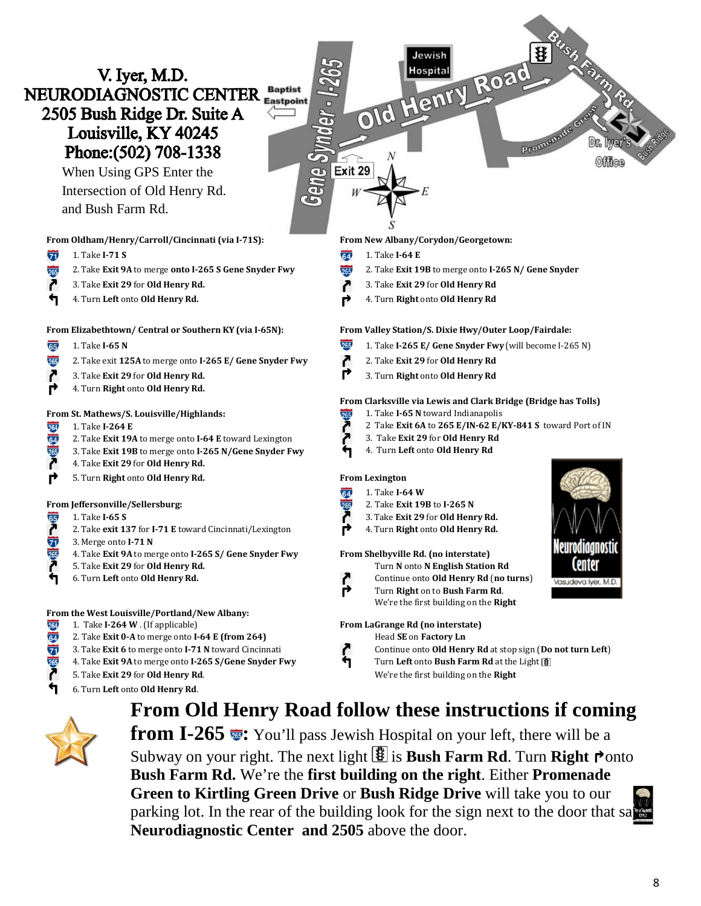# V. Iyer, M.D.
# NEURODIAGNOSTIC CENTER
## 2505 Bush Ridge Dr. Suite A
## Louisville, KY 40245
## Phone:(502) 708-1338

When Using GPS Enter the Intersection of Old Henry Rd. and Bush Farm Rd.

Baptist Eastpoint
Gene Synder - I-265
Jewish Hospital
Old Henry Road
Bush Farm Rd.
Promenade Green
Bush Ridge
Dr. Iyer's Office
Exit 29
N
W
E
S

**From Oldham/Henry/Carroll/Cincinnati (via I-71S):**

1. Take **I-71 S**
2. Take **Exit 9A** to merge **onto I-265 S Gene Snyder Fwy**
3. Take **Exit 29** for **Old Henry Rd.**
4. Turn **Left** onto **Old Henry Rd.**

**From Elizabethtown/ Central or Southern KY (via I-65N):**

1. Take **I-65 N**
2. Take exit **125A** to merge onto **I-265 E/ Gene Snyder Fwy**
3. Take **Exit 29** for **Old Henry Rd.**
4. Turn **Right** onto **Old Henry Rd.**

**From St. Mathews/S. Louisville/Highlands:**

1. Take **I-264 E**
2. Take **Exit 19A** to merge onto **I-64 E** toward Lexington
3. Take **Exit 19B** to merge onto **I-265 N/Gene Snyder Fwy**
4. Take **Exit 29** for **Old Henry Rd.**
5. Turn **Right** onto **Old Henry Rd.**

**From Jeffersonville/Sellersburg:**

1. Take **I-65 S**
2. Take **exit 137** for **I-71 E** toward Cincinnati/Lexington
3. Merge onto **I-71 N**
4. Take **Exit 9A** to merge onto **I-265 S/ Gene Snyder Fwy**
5. Take **Exit 29** for **Old Henry Rd.**
6. Turn **Left** onto **Old Henry Rd.**

**From the West Louisville/Portland/New Albany:**

1. Take **I-264 W** . (If applicable)
2. Take **Exit 0-A** to merge onto **I-64 E (from 264)**
3. Take **Exit 6** to merge onto **I-71 N** toward Cincinnati
4. Take **Exit 9A** to merge onto **I-265 S/Gene Snyder Fwy**
5. Take **Exit 29** for **Old Henry Rd**.
6. Turn **Left** onto **Old Henry Rd**.

**From New Albany/Corydon/Georgetown:**

1. Take **I-64 E**
2. Take **Exit 19B** to merge onto **I-265 N/ Gene Snyder**
3. Take **Exit 29** for **Old Henry Rd**
4. Turn **Right** onto **Old Henry Rd**

**From Valley Station/S. Dixie Hwy/Outer Loop/Fairdale:**

1. Take **I-265 E/ Gene Snyder Fwy** (will become I-265 N)
2. Take **Exit 29** for **Old Henry Rd**
3. Turn **Right** onto **Old Henry Rd**

**From Clarksville via Lewis and Clark Bridge (Bridge has Tolls)**

1. Take **I-65 N** toward Indianapolis
2. Take **Exit 6A** to **265 E/IN-62 E/KY-841 S** toward Port of IN
3. Take **Exit 29** for **Old Henry Rd**
4. Turn **Left** onto **Old Henry Rd**

**From Lexington**

1. Take **I-64 W**
2. Take **Exit 19B** to **I-265 N**
3. Take **Exit 29** for **Old Henry Rd.**
4. Turn **Right** onto **Old Henry Rd.**

**From Shelbyville Rd. (no interstate)**

Turn **N** onto **N English Station Rd**
Continue onto **Old Henry Rd** (**no turns**)
Turn **Right** on to **Bush Farm Rd.**
We're the first building on the **Right**

Neurodiagnostic Center
Vasudeva Iyer, M.D.

**From LaGrange Rd (no interstate)**

Head **SE** on **Factory Ln**
Continue onto **Old Henry Rd** at stop sign (**Do not turn Left**)
Turn **Left** onto **Bush Farm Rd** at the Light
We're the first building on the **Right**

**From Old Henry Road follow these instructions if coming from I-265:** You'll pass Jewish Hospital on your left, there will be a Subway on your right. The next light is **Bush Farm Rd**. Turn **Right** onto **Bush Farm Rd.** We're the **first building on the right**. Either **Promenade Green to Kirtling Green Drive** or **Bush Ridge Drive** will take you to our parking lot. In the rear of the building look for the sign next to the door that says **Neurodiagnostic Center and 2505** above the door.